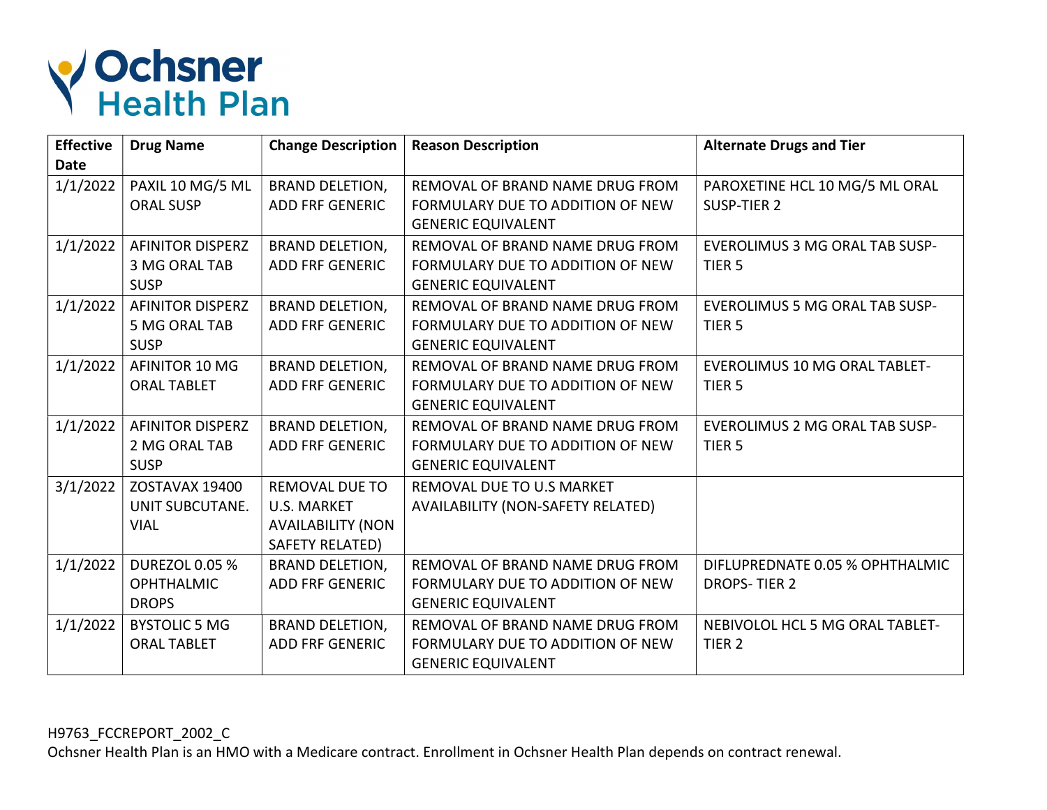# Ochsner Health Plan

| Effective Date | Drug Name | Change Description | Reason Description | Alternate Drugs and Tier |
|---|---|---|---|---|
| 1/1/2022 | PAXIL 10 MG/5 ML ORAL SUSP | BRAND DELETION, ADD FRF GENERIC | REMOVAL OF BRAND NAME DRUG FROM FORMULARY DUE TO ADDITION OF NEW GENERIC EQUIVALENT | PAROXETINE HCL 10 MG/5 ML ORAL SUSP-TIER 2 |
| 1/1/2022 | AFINITOR DISPERZ 3 MG ORAL TAB SUSP | BRAND DELETION, ADD FRF GENERIC | REMOVAL OF BRAND NAME DRUG FROM FORMULARY DUE TO ADDITION OF NEW GENERIC EQUIVALENT | EVEROLIMUS 3 MG ORAL TAB SUSP-TIER 5 |
| 1/1/2022 | AFINITOR DISPERZ 5 MG ORAL TAB SUSP | BRAND DELETION, ADD FRF GENERIC | REMOVAL OF BRAND NAME DRUG FROM FORMULARY DUE TO ADDITION OF NEW GENERIC EQUIVALENT | EVEROLIMUS 5 MG ORAL TAB SUSP-TIER 5 |
| 1/1/2022 | AFINITOR 10 MG ORAL TABLET | BRAND DELETION, ADD FRF GENERIC | REMOVAL OF BRAND NAME DRUG FROM FORMULARY DUE TO ADDITION OF NEW GENERIC EQUIVALENT | EVEROLIMUS 10 MG ORAL TABLET-TIER 5 |
| 1/1/2022 | AFINITOR DISPERZ 2 MG ORAL TAB SUSP | BRAND DELETION, ADD FRF GENERIC | REMOVAL OF BRAND NAME DRUG FROM FORMULARY DUE TO ADDITION OF NEW GENERIC EQUIVALENT | EVEROLIMUS 2 MG ORAL TAB SUSP-TIER 5 |
| 3/1/2022 | ZOSTAVAX 19400 UNIT SUBCUTANE. VIAL | REMOVAL DUE TO U.S. MARKET AVAILABILITY (NON SAFETY RELATED) | REMOVAL DUE TO U.S MARKET AVAILABILITY (NON-SAFETY RELATED) | |
| 1/1/2022 | DUREZOL 0.05 % OPHTHALMIC DROPS | BRAND DELETION, ADD FRF GENERIC | REMOVAL OF BRAND NAME DRUG FROM FORMULARY DUE TO ADDITION OF NEW GENERIC EQUIVALENT | DIFLUPREDNATE 0.05 % OPHTHALMIC DROPS- TIER 2 |
| 1/1/2022 | BYSTOLIC 5 MG ORAL TABLET | BRAND DELETION, ADD FRF GENERIC | REMOVAL OF BRAND NAME DRUG FROM FORMULARY DUE TO ADDITION OF NEW GENERIC EQUIVALENT | NEBIVOLOL HCL 5 MG ORAL TABLET-TIER 2 |

H9763_FCCREPORT_2002_C

Ochsner Health Plan is an HMO with a Medicare contract. Enrollment in Ochsner Health Plan depends on contract renewal.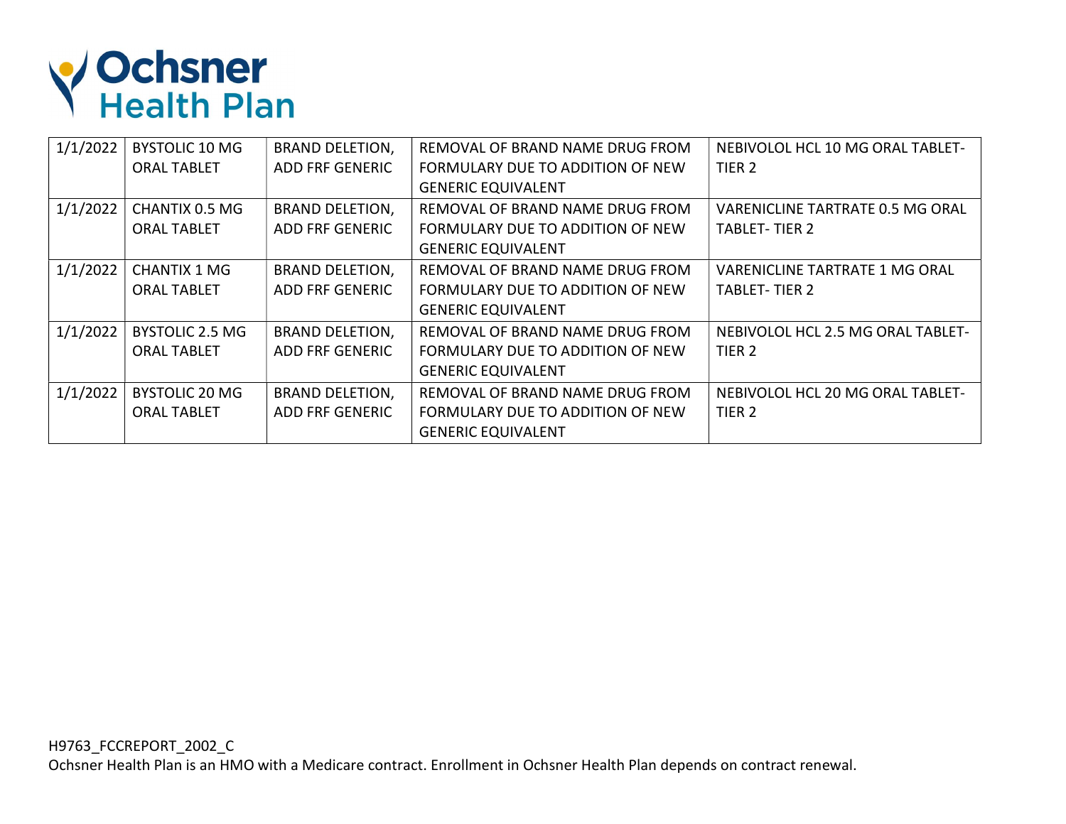| | | | | |
|---|---|---|---|---|
| 1/1/2022 | BYSTOLIC 10 MG ORAL TABLET | BRAND DELETION, ADD FRF GENERIC | REMOVAL OF BRAND NAME DRUG FROM FORMULARY DUE TO ADDITION OF NEW GENERIC EQUIVALENT | NEBIVOLOL HCL 10 MG ORAL TABLET- TIER 2 |
| 1/1/2022 | CHANTIX 0.5 MG ORAL TABLET | BRAND DELETION, ADD FRF GENERIC | REMOVAL OF BRAND NAME DRUG FROM FORMULARY DUE TO ADDITION OF NEW GENERIC EQUIVALENT | VARENICLINE TARTRATE 0.5 MG ORAL TABLET- TIER 2 |
| 1/1/2022 | CHANTIX 1 MG ORAL TABLET | BRAND DELETION, ADD FRF GENERIC | REMOVAL OF BRAND NAME DRUG FROM FORMULARY DUE TO ADDITION OF NEW GENERIC EQUIVALENT | VARENICLINE TARTRATE 1 MG ORAL TABLET- TIER 2 |
| 1/1/2022 | BYSTOLIC 2.5 MG ORAL TABLET | BRAND DELETION, ADD FRF GENERIC | REMOVAL OF BRAND NAME DRUG FROM FORMULARY DUE TO ADDITION OF NEW GENERIC EQUIVALENT | NEBIVOLOL HCL 2.5 MG ORAL TABLET- TIER 2 |
| 1/1/2022 | BYSTOLIC 20 MG ORAL TABLET | BRAND DELETION, ADD FRF GENERIC | REMOVAL OF BRAND NAME DRUG FROM FORMULARY DUE TO ADDITION OF NEW GENERIC EQUIVALENT | NEBIVOLOL HCL 20 MG ORAL TABLET- TIER 2 |

H9763_FCCREPORT_2002_C

Ochsner Health Plan is an HMO with a Medicare contract. Enrollment in Ochsner Health Plan depends on contract renewal.